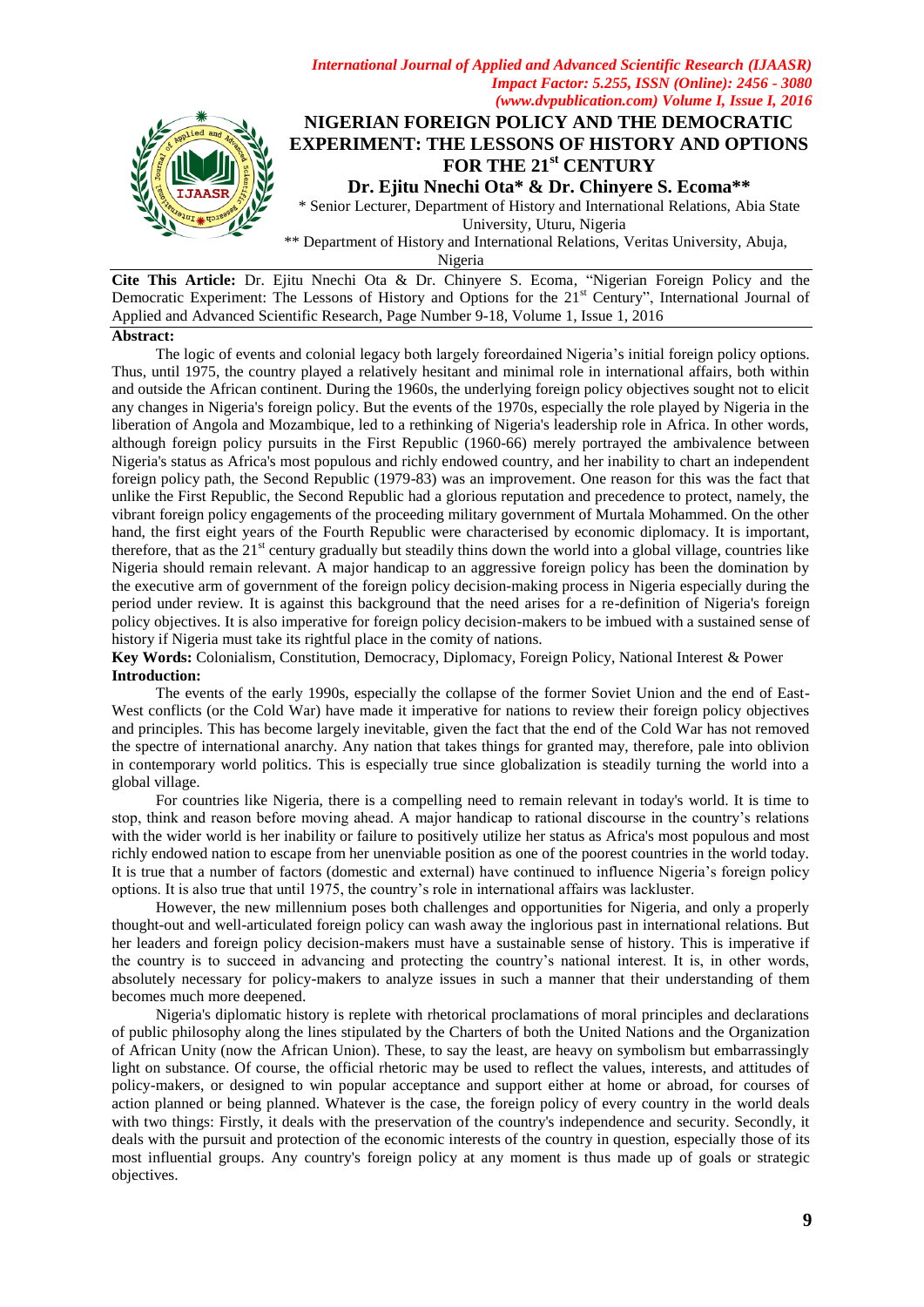# NIGERIAN FOREIGN POLICY AND THE DEMOCRATIC EXPERIMENT: THE LESSONS OF HISTORY AND OPTIONS FOR THE 21st CENTURY

**Dr. Ejitu Nnechi Ota\* & Dr. Chinyere S. Ecoma\*\***

\* Senior Lecturer, Department of History and International Relations, Abia State University, Uturu, Nigeria

\*\* Department of History and International Relations, Veritas University, Abuja, Nigeria

**Cite This Article:** Dr. Ejitu Nnechi Ota & Dr. Chinyere S. Ecoma, "Nigerian Foreign Policy and the Democratic Experiment: The Lessons of History and Options for the 21st Century", International Journal of Applied and Advanced Scientific Research, Page Number 9-18, Volume 1, Issue 1, 2016

**Abstract:**

The logic of events and colonial legacy both largely foreordained Nigeria's initial foreign policy options. Thus, until 1975, the country played a relatively hesitant and minimal role in international affairs, both within and outside the African continent. During the 1960s, the underlying foreign policy objectives sought not to elicit any changes in Nigeria's foreign policy. But the events of the 1970s, especially the role played by Nigeria in the liberation of Angola and Mozambique, led to a rethinking of Nigeria's leadership role in Africa. In other words, although foreign policy pursuits in the First Republic (1960-66) merely portrayed the ambivalence between Nigeria's status as Africa's most populous and richly endowed country, and her inability to chart an independent foreign policy path, the Second Republic (1979-83) was an improvement. One reason for this was the fact that unlike the First Republic, the Second Republic had a glorious reputation and precedence to protect, namely, the vibrant foreign policy engagements of the proceeding military government of Murtala Mohammed. On the other hand, the first eight years of the Fourth Republic were characterised by economic diplomacy. It is important, therefore, that as the 21st century gradually but steadily thins down the world into a global village, countries like Nigeria should remain relevant. A major handicap to an aggressive foreign policy has been the domination by the executive arm of government of the foreign policy decision-making process in Nigeria especially during the period under review. It is against this background that the need arises for a re-definition of Nigeria's foreign policy objectives. It is also imperative for foreign policy decision-makers to be imbued with a sustained sense of history if Nigeria must take its rightful place in the comity of nations.

**Key Words:** Colonialism, Constitution, Democracy, Diplomacy, Foreign Policy, National Interest & Power

**Introduction:**

The events of the early 1990s, especially the collapse of the former Soviet Union and the end of East-West conflicts (or the Cold War) have made it imperative for nations to review their foreign policy objectives and principles. This has become largely inevitable, given the fact that the end of the Cold War has not removed the spectre of international anarchy. Any nation that takes things for granted may, therefore, pale into oblivion in contemporary world politics. This is especially true since globalization is steadily turning the world into a global village.

For countries like Nigeria, there is a compelling need to remain relevant in today's world. It is time to stop, think and reason before moving ahead. A major handicap to rational discourse in the country's relations with the wider world is her inability or failure to positively utilize her status as Africa's most populous and most richly endowed nation to escape from her unenviable position as one of the poorest countries in the world today. It is true that a number of factors (domestic and external) have continued to influence Nigeria's foreign policy options. It is also true that until 1975, the country's role in international affairs was lackluster.

However, the new millennium poses both challenges and opportunities for Nigeria, and only a properly thought-out and well-articulated foreign policy can wash away the inglorious past in international relations. But her leaders and foreign policy decision-makers must have a sustainable sense of history. This is imperative if the country is to succeed in advancing and protecting the country's national interest. It is, in other words, absolutely necessary for policy-makers to analyze issues in such a manner that their understanding of them becomes much more deepened.

Nigeria's diplomatic history is replete with rhetorical proclamations of moral principles and declarations of public philosophy along the lines stipulated by the Charters of both the United Nations and the Organization of African Unity (now the African Union). These, to say the least, are heavy on symbolism but embarrassingly light on substance. Of course, the official rhetoric may be used to reflect the values, interests, and attitudes of policy-makers, or designed to win popular acceptance and support either at home or abroad, for courses of action planned or being planned. Whatever is the case, the foreign policy of every country in the world deals with two things: Firstly, it deals with the preservation of the country's independence and security. Secondly, it deals with the pursuit and protection of the economic interests of the country in question, especially those of its most influential groups. Any country's foreign policy at any moment is thus made up of goals or strategic objectives.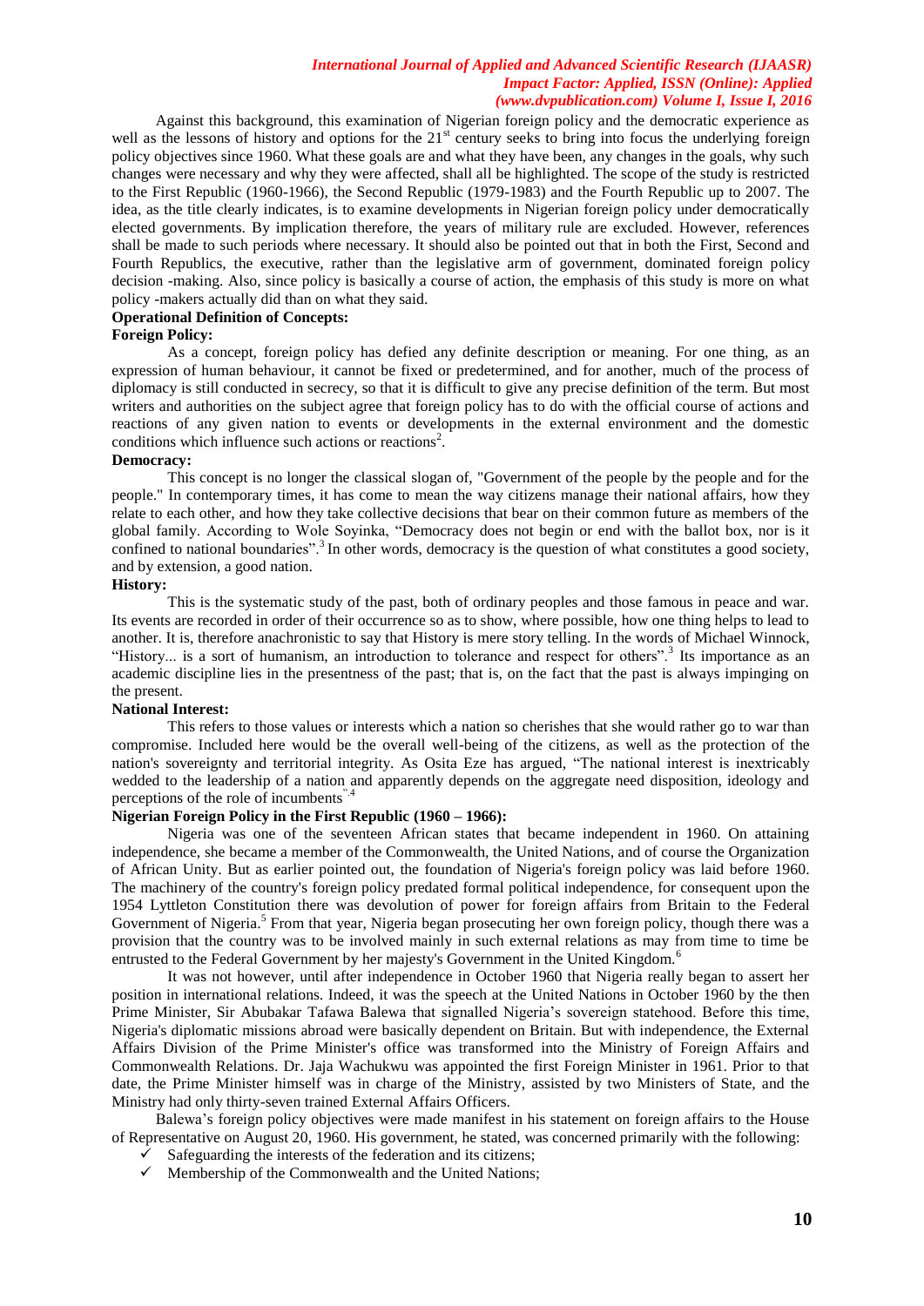Against this background, this examination of Nigerian foreign policy and the democratic experience as well as the lessons of history and options for the 21st century seeks to bring into focus the underlying foreign policy objectives since 1960. What these goals are and what they have been, any changes in the goals, why such changes were necessary and why they were affected, shall all be highlighted. The scope of the study is restricted to the First Republic (1960-1966), the Second Republic (1979-1983) and the Fourth Republic up to 2007. The idea, as the title clearly indicates, is to examine developments in Nigerian foreign policy under democratically elected governments. By implication therefore, the years of military rule are excluded. However, references shall be made to such periods where necessary. It should also be pointed out that in both the First, Second and Fourth Republics, the executive, rather than the legislative arm of government, dominated foreign policy decision -making. Also, since policy is basically a course of action, the emphasis of this study is more on what policy -makers actually did than on what they said.

**Operational Definition of Concepts:**

**Foreign Policy:**

As a concept, foreign policy has defied any definite description or meaning. For one thing, as an expression of human behaviour, it cannot be fixed or predetermined, and for another, much of the process of diplomacy is still conducted in secrecy, so that it is difficult to give any precise definition of the term. But most writers and authorities on the subject agree that foreign policy has to do with the official course of actions and reactions of any given nation to events or developments in the external environment and the domestic conditions which influence such actions or reactions[2].

**Democracy:**

This concept is no longer the classical slogan of, "Government of the people by the people and for the people." In contemporary times, it has come to mean the way citizens manage their national affairs, how they relate to each other, and how they take collective decisions that bear on their common future as members of the global family. According to Wole Soyinka, "Democracy does not begin or end with the ballot box, nor is it confined to national boundaries".[3] In other words, democracy is the question of what constitutes a good society, and by extension, a good nation.

**History:**

This is the systematic study of the past, both of ordinary peoples and those famous in peace and war. Its events are recorded in order of their occurrence so as to show, where possible, how one thing helps to lead to another. It is, therefore anachronistic to say that History is mere story telling. In the words of Michael Winnock, "History... is a sort of humanism, an introduction to tolerance and respect for others".[3] Its importance as an academic discipline lies in the presentness of the past; that is, on the fact that the past is always impinging on the present.

**National Interest:**

This refers to those values or interests which a nation so cherishes that she would rather go to war than compromise. Included here would be the overall well-being of the citizens, as well as the protection of the nation's sovereignty and territorial integrity. As Osita Eze has argued, "The national interest is inextricably wedded to the leadership of a nation and apparently depends on the aggregate need disposition, ideology and perceptions of the role of incumbents".[4]

**Nigerian Foreign Policy in the First Republic (1960 – 1966):**

Nigeria was one of the seventeen African states that became independent in 1960. On attaining independence, she became a member of the Commonwealth, the United Nations, and of course the Organization of African Unity. But as earlier pointed out, the foundation of Nigeria's foreign policy was laid before 1960. The machinery of the country's foreign policy predated formal political independence, for consequent upon the 1954 Lyttleton Constitution there was devolution of power for foreign affairs from Britain to the Federal Government of Nigeria.[5] From that year, Nigeria began prosecuting her own foreign policy, though there was a provision that the country was to be involved mainly in such external relations as may from time to time be entrusted to the Federal Government by her majesty's Government in the United Kingdom.[6]

It was not however, until after independence in October 1960 that Nigeria really began to assert her position in international relations. Indeed, it was the speech at the United Nations in October 1960 by the then Prime Minister, Sir Abubakar Tafawa Balewa that signalled Nigeria's sovereign statehood. Before this time, Nigeria's diplomatic missions abroad were basically dependent on Britain. But with independence, the External Affairs Division of the Prime Minister's office was transformed into the Ministry of Foreign Affairs and Commonwealth Relations. Dr. Jaja Wachukwu was appointed the first Foreign Minister in 1961. Prior to that date, the Prime Minister himself was in charge of the Ministry, assisted by two Ministers of State, and the Ministry had only thirty-seven trained External Affairs Officers.

Balewa's foreign policy objectives were made manifest in his statement on foreign affairs to the House of Representative on August 20, 1960. His government, he stated, was concerned primarily with the following:

- ✓ Safeguarding the interests of the federation and its citizens;
- ✓ Membership of the Commonwealth and the United Nations;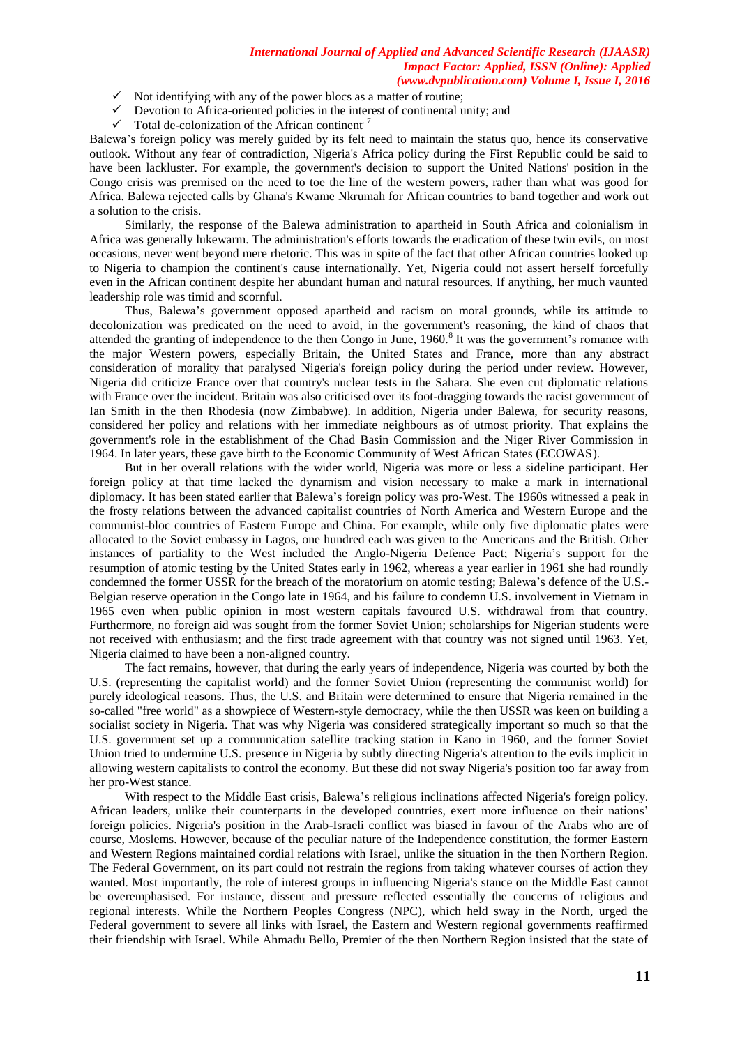- ✓ Not identifying with any of the power blocs as a matter of routine;
- ✓ Devotion to Africa-oriented policies in the interest of continental unity; and
- ✓ Total de-colonization of the African continent.[7]

Balewa's foreign policy was merely guided by its felt need to maintain the status quo, hence its conservative outlook. Without any fear of contradiction, Nigeria's Africa policy during the First Republic could be said to have been lackluster. For example, the government's decision to support the United Nations' position in the Congo crisis was premised on the need to toe the line of the western powers, rather than what was good for Africa. Balewa rejected calls by Ghana's Kwame Nkrumah for African countries to band together and work out a solution to the crisis.

Similarly, the response of the Balewa administration to apartheid in South Africa and colonialism in Africa was generally lukewarm. The administration's efforts towards the eradication of these twin evils, on most occasions, never went beyond mere rhetoric. This was in spite of the fact that other African countries looked up to Nigeria to champion the continent's cause internationally. Yet, Nigeria could not assert herself forcefully even in the African continent despite her abundant human and natural resources. If anything, her much vaunted leadership role was timid and scornful.

Thus, Balewa's government opposed apartheid and racism on moral grounds, while its attitude to decolonization was predicated on the need to avoid, in the government's reasoning, the kind of chaos that attended the granting of independence to the then Congo in June, 1960.[8] It was the government's romance with the major Western powers, especially Britain, the United States and France, more than any abstract consideration of morality that paralysed Nigeria's foreign policy during the period under review. However, Nigeria did criticize France over that country's nuclear tests in the Sahara. She even cut diplomatic relations with France over the incident. Britain was also criticised over its foot-dragging towards the racist government of Ian Smith in the then Rhodesia (now Zimbabwe). In addition, Nigeria under Balewa, for security reasons, considered her policy and relations with her immediate neighbours as of utmost priority. That explains the government's role in the establishment of the Chad Basin Commission and the Niger River Commission in 1964. In later years, these gave birth to the Economic Community of West African States (ECOWAS).

But in her overall relations with the wider world, Nigeria was more or less a sideline participant. Her foreign policy at that time lacked the dynamism and vision necessary to make a mark in international diplomacy. It has been stated earlier that Balewa's foreign policy was pro-West. The 1960s witnessed a peak in the frosty relations between the advanced capitalist countries of North America and Western Europe and the communist-bloc countries of Eastern Europe and China. For example, while only five diplomatic plates were allocated to the Soviet embassy in Lagos, one hundred each was given to the Americans and the British. Other instances of partiality to the West included the Anglo-Nigeria Defence Pact; Nigeria's support for the resumption of atomic testing by the United States early in 1962, whereas a year earlier in 1961 she had roundly condemned the former USSR for the breach of the moratorium on atomic testing; Balewa's defence of the U.S.-Belgian reserve operation in the Congo late in 1964, and his failure to condemn U.S. involvement in Vietnam in 1965 even when public opinion in most western capitals favoured U.S. withdrawal from that country. Furthermore, no foreign aid was sought from the former Soviet Union; scholarships for Nigerian students were not received with enthusiasm; and the first trade agreement with that country was not signed until 1963. Yet, Nigeria claimed to have been a non-aligned country.

The fact remains, however, that during the early years of independence, Nigeria was courted by both the U.S. (representing the capitalist world) and the former Soviet Union (representing the communist world) for purely ideological reasons. Thus, the U.S. and Britain were determined to ensure that Nigeria remained in the so-called "free world" as a showpiece of Western-style democracy, while the then USSR was keen on building a socialist society in Nigeria. That was why Nigeria was considered strategically important so much so that the U.S. government set up a communication satellite tracking station in Kano in 1960, and the former Soviet Union tried to undermine U.S. presence in Nigeria by subtly directing Nigeria's attention to the evils implicit in allowing western capitalists to control the economy. But these did not sway Nigeria's position too far away from her pro-West stance.

With respect to the Middle East crisis, Balewa's religious inclinations affected Nigeria's foreign policy. African leaders, unlike their counterparts in the developed countries, exert more influence on their nations' foreign policies. Nigeria's position in the Arab-Israeli conflict was biased in favour of the Arabs who are of course, Moslems. However, because of the peculiar nature of the Independence constitution, the former Eastern and Western Regions maintained cordial relations with Israel, unlike the situation in the then Northern Region. The Federal Government, on its part could not restrain the regions from taking whatever courses of action they wanted. Most importantly, the role of interest groups in influencing Nigeria's stance on the Middle East cannot be overemphasised. For instance, dissent and pressure reflected essentially the concerns of religious and regional interests. While the Northern Peoples Congress (NPC), which held sway in the North, urged the Federal government to severe all links with Israel, the Eastern and Western regional governments reaffirmed their friendship with Israel. While Ahmadu Bello, Premier of the then Northern Region insisted that the state of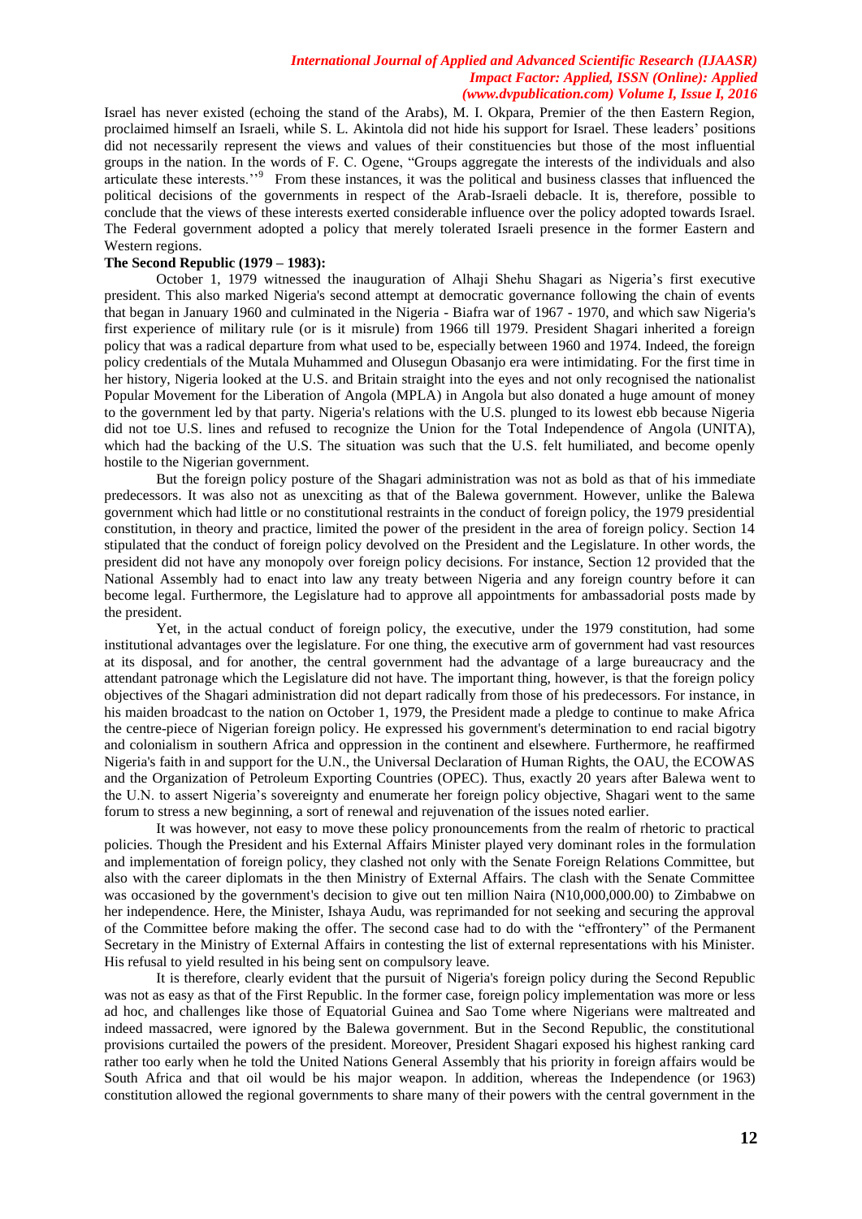Israel has never existed (echoing the stand of the Arabs), M. I. Okpara, Premier of the then Eastern Region, proclaimed himself an Israeli, while S. L. Akintola did not hide his support for Israel. These leaders' positions did not necessarily represent the views and values of their constituencies but those of the most influential groups in the nation. In the words of F. C. Ogene, "Groups aggregate the interests of the individuals and also articulate these interests.''[9] From these instances, it was the political and business classes that influenced the political decisions of the governments in respect of the Arab-Israeli debacle. It is, therefore, possible to conclude that the views of these interests exerted considerable influence over the policy adopted towards Israel. The Federal government adopted a policy that merely tolerated Israeli presence in the former Eastern and Western regions.

**The Second Republic (1979 – 1983):**

October 1, 1979 witnessed the inauguration of Alhaji Shehu Shagari as Nigeria's first executive president. This also marked Nigeria's second attempt at democratic governance following the chain of events that began in January 1960 and culminated in the Nigeria - Biafra war of 1967 - 1970, and which saw Nigeria's first experience of military rule (or is it misrule) from 1966 till 1979. President Shagari inherited a foreign policy that was a radical departure from what used to be, especially between 1960 and 1974. Indeed, the foreign policy credentials of the Mutala Muhammed and Olusegun Obasanjo era were intimidating. For the first time in her history, Nigeria looked at the U.S. and Britain straight into the eyes and not only recognised the nationalist Popular Movement for the Liberation of Angola (MPLA) in Angola but also donated a huge amount of money to the government led by that party. Nigeria's relations with the U.S. plunged to its lowest ebb because Nigeria did not toe U.S. lines and refused to recognize the Union for the Total Independence of Angola (UNITA), which had the backing of the U.S. The situation was such that the U.S. felt humiliated, and become openly hostile to the Nigerian government.

But the foreign policy posture of the Shagari administration was not as bold as that of his immediate predecessors. It was also not as unexciting as that of the Balewa government. However, unlike the Balewa government which had little or no constitutional restraints in the conduct of foreign policy, the 1979 presidential constitution, in theory and practice, limited the power of the president in the area of foreign policy. Section 14 stipulated that the conduct of foreign policy devolved on the President and the Legislature. In other words, the president did not have any monopoly over foreign policy decisions. For instance, Section 12 provided that the National Assembly had to enact into law any treaty between Nigeria and any foreign country before it can become legal. Furthermore, the Legislature had to approve all appointments for ambassadorial posts made by the president.

Yet, in the actual conduct of foreign policy, the executive, under the 1979 constitution, had some institutional advantages over the legislature. For one thing, the executive arm of government had vast resources at its disposal, and for another, the central government had the advantage of a large bureaucracy and the attendant patronage which the Legislature did not have. The important thing, however, is that the foreign policy objectives of the Shagari administration did not depart radically from those of his predecessors. For instance, in his maiden broadcast to the nation on October 1, 1979, the President made a pledge to continue to make Africa the centre-piece of Nigerian foreign policy. He expressed his government's determination to end racial bigotry and colonialism in southern Africa and oppression in the continent and elsewhere. Furthermore, he reaffirmed Nigeria's faith in and support for the U.N., the Universal Declaration of Human Rights, the OAU, the ECOWAS and the Organization of Petroleum Exporting Countries (OPEC). Thus, exactly 20 years after Balewa went to the U.N. to assert Nigeria's sovereignty and enumerate her foreign policy objective, Shagari went to the same forum to stress a new beginning, a sort of renewal and rejuvenation of the issues noted earlier.

It was however, not easy to move these policy pronouncements from the realm of rhetoric to practical policies. Though the President and his External Affairs Minister played very dominant roles in the formulation and implementation of foreign policy, they clashed not only with the Senate Foreign Relations Committee, but also with the career diplomats in the then Ministry of External Affairs. The clash with the Senate Committee was occasioned by the government's decision to give out ten million Naira (N10,000,000.00) to Zimbabwe on her independence. Here, the Minister, Ishaya Audu, was reprimanded for not seeking and securing the approval of the Committee before making the offer. The second case had to do with the "effrontery" of the Permanent Secretary in the Ministry of External Affairs in contesting the list of external representations with his Minister. His refusal to yield resulted in his being sent on compulsory leave.

It is therefore, clearly evident that the pursuit of Nigeria's foreign policy during the Second Republic was not as easy as that of the First Republic. In the former case, foreign policy implementation was more or less ad hoc, and challenges like those of Equatorial Guinea and Sao Tome where Nigerians were maltreated and indeed massacred, were ignored by the Balewa government. But in the Second Republic, the constitutional provisions curtailed the powers of the president. Moreover, President Shagari exposed his highest ranking card rather too early when he told the United Nations General Assembly that his priority in foreign affairs would be South Africa and that oil would be his major weapon. In addition, whereas the Independence (or 1963) constitution allowed the regional governments to share many of their powers with the central government in the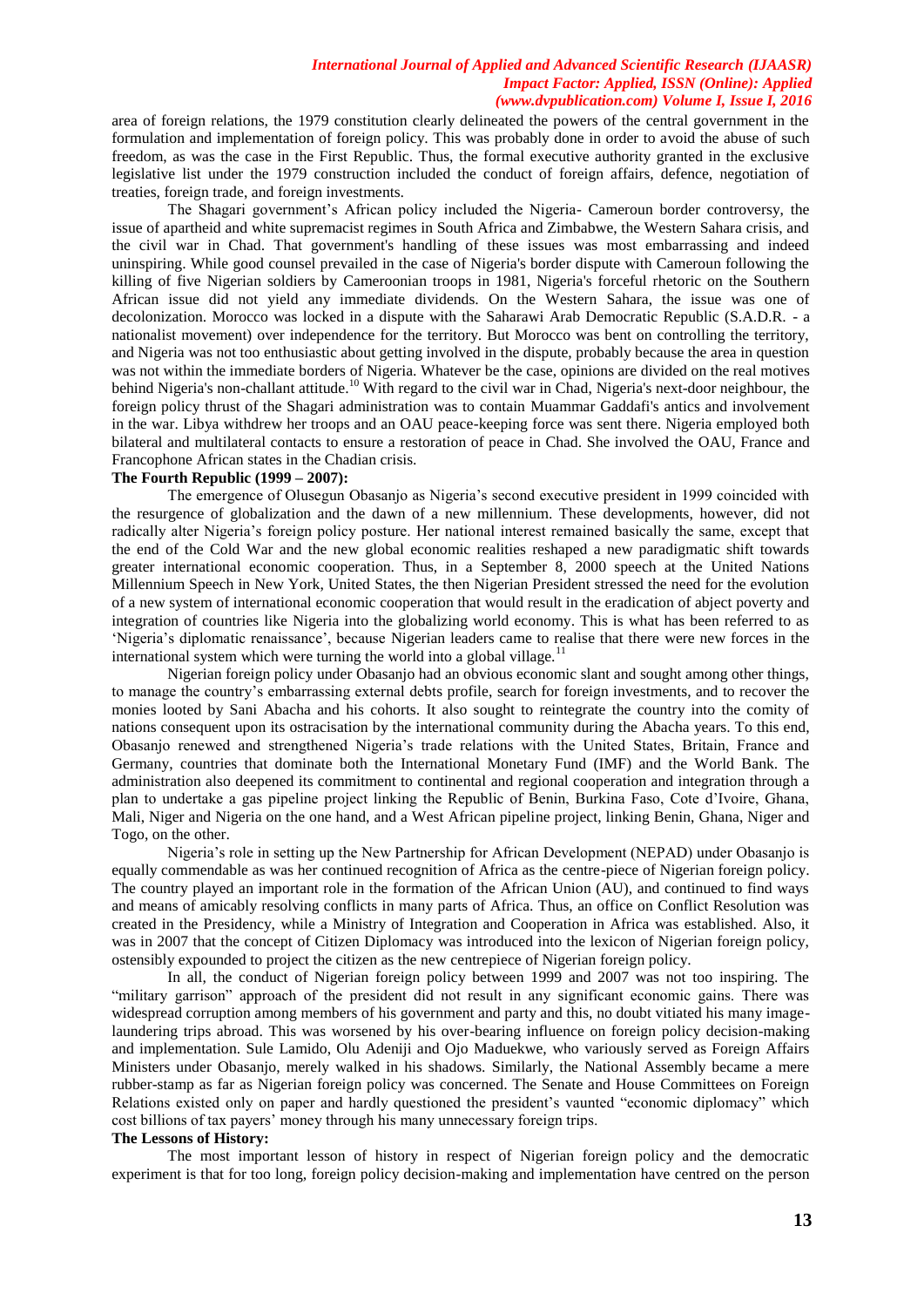area of foreign relations, the 1979 constitution clearly delineated the powers of the central government in the formulation and implementation of foreign policy. This was probably done in order to avoid the abuse of such freedom, as was the case in the First Republic. Thus, the formal executive authority granted in the exclusive legislative list under the 1979 construction included the conduct of foreign affairs, defence, negotiation of treaties, foreign trade, and foreign investments.

The Shagari government's African policy included the Nigeria- Cameroun border controversy, the issue of apartheid and white supremacist regimes in South Africa and Zimbabwe, the Western Sahara crisis, and the civil war in Chad. That government's handling of these issues was most embarrassing and indeed uninspiring. While good counsel prevailed in the case of Nigeria's border dispute with Cameroun following the killing of five Nigerian soldiers by Cameroonian troops in 1981, Nigeria's forceful rhetoric on the Southern African issue did not yield any immediate dividends. On the Western Sahara, the issue was one of decolonization. Morocco was locked in a dispute with the Saharawi Arab Democratic Republic (S.A.D.R. - a nationalist movement) over independence for the territory. But Morocco was bent on controlling the territory, and Nigeria was not too enthusiastic about getting involved in the dispute, probably because the area in question was not within the immediate borders of Nigeria. Whatever be the case, opinions are divided on the real motives behind Nigeria's non-challant attitude.[10] With regard to the civil war in Chad, Nigeria's next-door neighbour, the foreign policy thrust of the Shagari administration was to contain Muammar Gaddafi's antics and involvement in the war. Libya withdrew her troops and an OAU peace-keeping force was sent there. Nigeria employed both bilateral and multilateral contacts to ensure a restoration of peace in Chad. She involved the OAU, France and Francophone African states in the Chadian crisis.

**The Fourth Republic (1999 – 2007):**

The emergence of Olusegun Obasanjo as Nigeria's second executive president in 1999 coincided with the resurgence of globalization and the dawn of a new millennium. These developments, however, did not radically alter Nigeria's foreign policy posture. Her national interest remained basically the same, except that the end of the Cold War and the new global economic realities reshaped a new paradigmatic shift towards greater international economic cooperation. Thus, in a September 8, 2000 speech at the United Nations Millennium Speech in New York, United States, the then Nigerian President stressed the need for the evolution of a new system of international economic cooperation that would result in the eradication of abject poverty and integration of countries like Nigeria into the globalizing world economy. This is what has been referred to as 'Nigeria's diplomatic renaissance', because Nigerian leaders came to realise that there were new forces in the international system which were turning the world into a global village.[11]

Nigerian foreign policy under Obasanjo had an obvious economic slant and sought among other things, to manage the country's embarrassing external debts profile, search for foreign investments, and to recover the monies looted by Sani Abacha and his cohorts. It also sought to reintegrate the country into the comity of nations consequent upon its ostracisation by the international community during the Abacha years. To this end, Obasanjo renewed and strengthened Nigeria's trade relations with the United States, Britain, France and Germany, countries that dominate both the International Monetary Fund (IMF) and the World Bank. The administration also deepened its commitment to continental and regional cooperation and integration through a plan to undertake a gas pipeline project linking the Republic of Benin, Burkina Faso, Cote d'Ivoire, Ghana, Mali, Niger and Nigeria on the one hand, and a West African pipeline project, linking Benin, Ghana, Niger and Togo, on the other.

Nigeria's role in setting up the New Partnership for African Development (NEPAD) under Obasanjo is equally commendable as was her continued recognition of Africa as the centre-piece of Nigerian foreign policy. The country played an important role in the formation of the African Union (AU), and continued to find ways and means of amicably resolving conflicts in many parts of Africa. Thus, an office on Conflict Resolution was created in the Presidency, while a Ministry of Integration and Cooperation in Africa was established. Also, it was in 2007 that the concept of Citizen Diplomacy was introduced into the lexicon of Nigerian foreign policy, ostensibly expounded to project the citizen as the new centrepiece of Nigerian foreign policy.

In all, the conduct of Nigerian foreign policy between 1999 and 2007 was not too inspiring. The "military garrison" approach of the president did not result in any significant economic gains. There was widespread corruption among members of his government and party and this, no doubt vitiated his many image-laundering trips abroad. This was worsened by his over-bearing influence on foreign policy decision-making and implementation. Sule Lamido, Olu Adeniji and Ojo Maduekwe, who variously served as Foreign Affairs Ministers under Obasanjo, merely walked in his shadows. Similarly, the National Assembly became a mere rubber-stamp as far as Nigerian foreign policy was concerned. The Senate and House Committees on Foreign Relations existed only on paper and hardly questioned the president's vaunted "economic diplomacy" which cost billions of tax payers' money through his many unnecessary foreign trips.

**The Lessons of History:**

The most important lesson of history in respect of Nigerian foreign policy and the democratic experiment is that for too long, foreign policy decision-making and implementation have centred on the person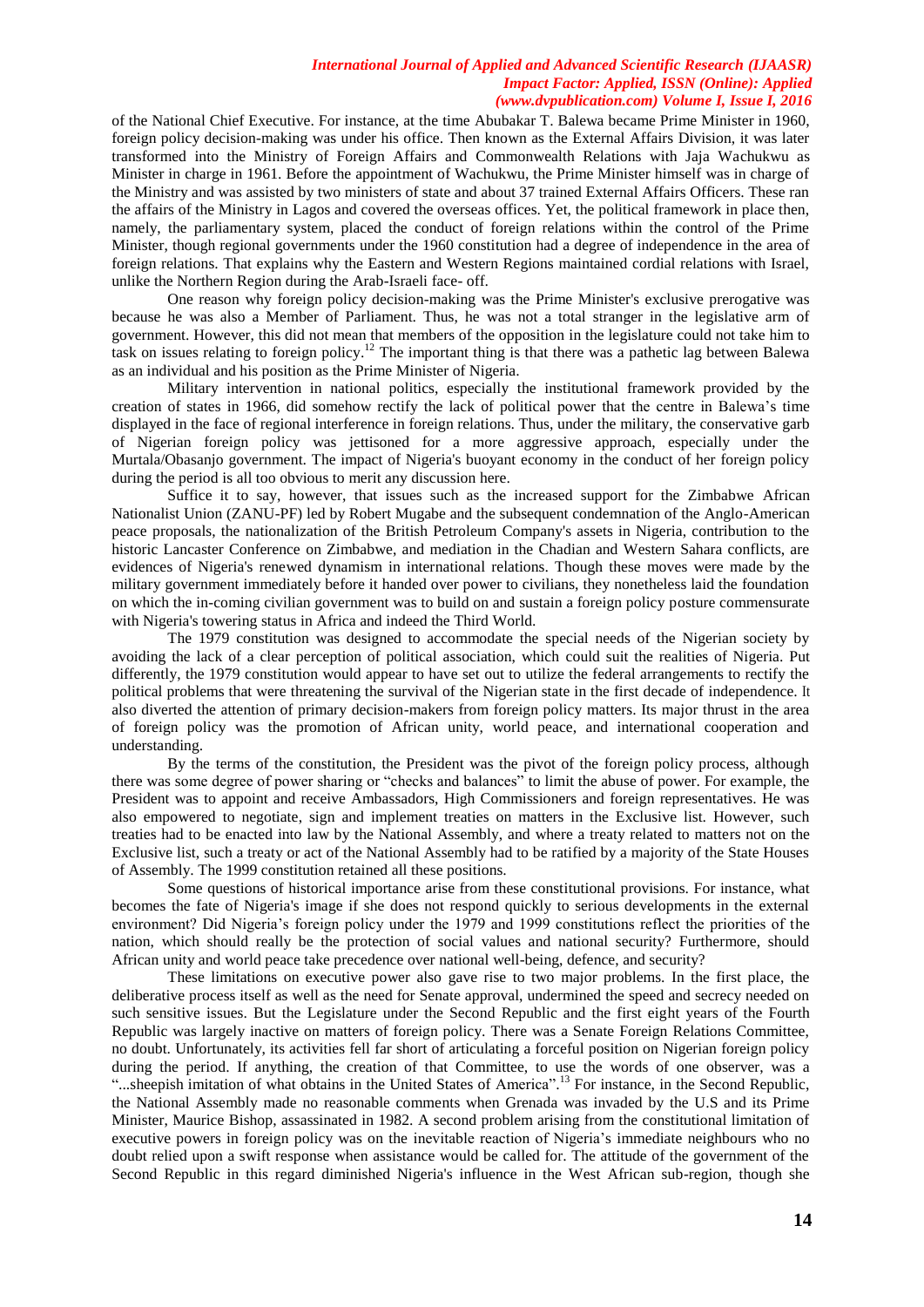of the National Chief Executive. For instance, at the time Abubakar T. Balewa became Prime Minister in 1960, foreign policy decision-making was under his office. Then known as the External Affairs Division, it was later transformed into the Ministry of Foreign Affairs and Commonwealth Relations with Jaja Wachukwu as Minister in charge in 1961. Before the appointment of Wachukwu, the Prime Minister himself was in charge of the Ministry and was assisted by two ministers of state and about 37 trained External Affairs Officers. These ran the affairs of the Ministry in Lagos and covered the overseas offices. Yet, the political framework in place then, namely, the parliamentary system, placed the conduct of foreign relations within the control of the Prime Minister, though regional governments under the 1960 constitution had a degree of independence in the area of foreign relations. That explains why the Eastern and Western Regions maintained cordial relations with Israel, unlike the Northern Region during the Arab-Israeli face- off.

One reason why foreign policy decision-making was the Prime Minister's exclusive prerogative was because he was also a Member of Parliament. Thus, he was not a total stranger in the legislative arm of government. However, this did not mean that members of the opposition in the legislature could not take him to task on issues relating to foreign policy.[12] The important thing is that there was a pathetic lag between Balewa as an individual and his position as the Prime Minister of Nigeria.

Military intervention in national politics, especially the institutional framework provided by the creation of states in 1966, did somehow rectify the lack of political power that the centre in Balewa's time displayed in the face of regional interference in foreign relations. Thus, under the military, the conservative garb of Nigerian foreign policy was jettisoned for a more aggressive approach, especially under the Murtala/Obasanjo government. The impact of Nigeria's buoyant economy in the conduct of her foreign policy during the period is all too obvious to merit any discussion here.

Suffice it to say, however, that issues such as the increased support for the Zimbabwe African Nationalist Union (ZANU-PF) led by Robert Mugabe and the subsequent condemnation of the Anglo-American peace proposals, the nationalization of the British Petroleum Company's assets in Nigeria, contribution to the historic Lancaster Conference on Zimbabwe, and mediation in the Chadian and Western Sahara conflicts, are evidences of Nigeria's renewed dynamism in international relations. Though these moves were made by the military government immediately before it handed over power to civilians, they nonetheless laid the foundation on which the in-coming civilian government was to build on and sustain a foreign policy posture commensurate with Nigeria's towering status in Africa and indeed the Third World.

The 1979 constitution was designed to accommodate the special needs of the Nigerian society by avoiding the lack of a clear perception of political association, which could suit the realities of Nigeria. Put differently, the 1979 constitution would appear to have set out to utilize the federal arrangements to rectify the political problems that were threatening the survival of the Nigerian state in the first decade of independence. It also diverted the attention of primary decision-makers from foreign policy matters. Its major thrust in the area of foreign policy was the promotion of African unity, world peace, and international cooperation and understanding.

By the terms of the constitution, the President was the pivot of the foreign policy process, although there was some degree of power sharing or "checks and balances" to limit the abuse of power. For example, the President was to appoint and receive Ambassadors, High Commissioners and foreign representatives. He was also empowered to negotiate, sign and implement treaties on matters in the Exclusive list. However, such treaties had to be enacted into law by the National Assembly, and where a treaty related to matters not on the Exclusive list, such a treaty or act of the National Assembly had to be ratified by a majority of the State Houses of Assembly. The 1999 constitution retained all these positions.

Some questions of historical importance arise from these constitutional provisions. For instance, what becomes the fate of Nigeria's image if she does not respond quickly to serious developments in the external environment? Did Nigeria's foreign policy under the 1979 and 1999 constitutions reflect the priorities of the nation, which should really be the protection of social values and national security? Furthermore, should African unity and world peace take precedence over national well-being, defence, and security?

These limitations on executive power also gave rise to two major problems. In the first place, the deliberative process itself as well as the need for Senate approval, undermined the speed and secrecy needed on such sensitive issues. But the Legislature under the Second Republic and the first eight years of the Fourth Republic was largely inactive on matters of foreign policy. There was a Senate Foreign Relations Committee, no doubt. Unfortunately, its activities fell far short of articulating a forceful position on Nigerian foreign policy during the period. If anything, the creation of that Committee, to use the words of one observer, was a "...sheepish imitation of what obtains in the United States of America".[13] For instance, in the Second Republic, the National Assembly made no reasonable comments when Grenada was invaded by the U.S and its Prime Minister, Maurice Bishop, assassinated in 1982. A second problem arising from the constitutional limitation of executive powers in foreign policy was on the inevitable reaction of Nigeria's immediate neighbours who no doubt relied upon a swift response when assistance would be called for. The attitude of the government of the Second Republic in this regard diminished Nigeria's influence in the West African sub-region, though she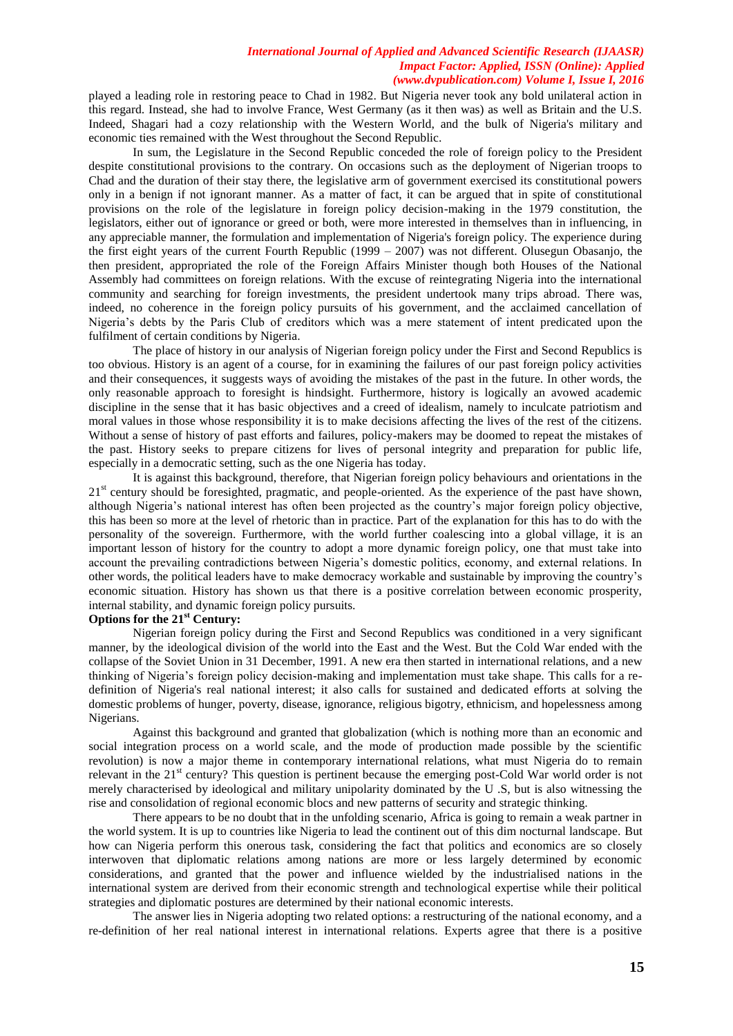played a leading role in restoring peace to Chad in 1982. But Nigeria never took any bold unilateral action in this regard. Instead, she had to involve France, West Germany (as it then was) as well as Britain and the U.S. Indeed, Shagari had a cozy relationship with the Western World, and the bulk of Nigeria's military and economic ties remained with the West throughout the Second Republic.

In sum, the Legislature in the Second Republic conceded the role of foreign policy to the President despite constitutional provisions to the contrary. On occasions such as the deployment of Nigerian troops to Chad and the duration of their stay there, the legislative arm of government exercised its constitutional powers only in a benign if not ignorant manner. As a matter of fact, it can be argued that in spite of constitutional provisions on the role of the legislature in foreign policy decision-making in the 1979 constitution, the legislators, either out of ignorance or greed or both, were more interested in themselves than in influencing, in any appreciable manner, the formulation and implementation of Nigeria's foreign policy. The experience during the first eight years of the current Fourth Republic (1999 – 2007) was not different. Olusegun Obasanjo, the then president, appropriated the role of the Foreign Affairs Minister though both Houses of the National Assembly had committees on foreign relations. With the excuse of reintegrating Nigeria into the international community and searching for foreign investments, the president undertook many trips abroad. There was, indeed, no coherence in the foreign policy pursuits of his government, and the acclaimed cancellation of Nigeria's debts by the Paris Club of creditors which was a mere statement of intent predicated upon the fulfilment of certain conditions by Nigeria.

The place of history in our analysis of Nigerian foreign policy under the First and Second Republics is too obvious. History is an agent of a course, for in examining the failures of our past foreign policy activities and their consequences, it suggests ways of avoiding the mistakes of the past in the future. In other words, the only reasonable approach to foresight is hindsight. Furthermore, history is logically an avowed academic discipline in the sense that it has basic objectives and a creed of idealism, namely to inculcate patriotism and moral values in those whose responsibility it is to make decisions affecting the lives of the rest of the citizens. Without a sense of history of past efforts and failures, policy-makers may be doomed to repeat the mistakes of the past. History seeks to prepare citizens for lives of personal integrity and preparation for public life, especially in a democratic setting, such as the one Nigeria has today.

It is against this background, therefore, that Nigerian foreign policy behaviours and orientations in the 21st century should be foresighted, pragmatic, and people-oriented. As the experience of the past have shown, although Nigeria's national interest has often been projected as the country's major foreign policy objective, this has been so more at the level of rhetoric than in practice. Part of the explanation for this has to do with the personality of the sovereign. Furthermore, with the world further coalescing into a global village, it is an important lesson of history for the country to adopt a more dynamic foreign policy, one that must take into account the prevailing contradictions between Nigeria's domestic politics, economy, and external relations. In other words, the political leaders have to make democracy workable and sustainable by improving the country's economic situation. History has shown us that there is a positive correlation between economic prosperity, internal stability, and dynamic foreign policy pursuits.

**Options for the 21st Century:**

Nigerian foreign policy during the First and Second Republics was conditioned in a very significant manner, by the ideological division of the world into the East and the West. But the Cold War ended with the collapse of the Soviet Union in 31 December, 1991. A new era then started in international relations, and a new thinking of Nigeria's foreign policy decision-making and implementation must take shape. This calls for a re-definition of Nigeria's real national interest; it also calls for sustained and dedicated efforts at solving the domestic problems of hunger, poverty, disease, ignorance, religious bigotry, ethnicism, and hopelessness among Nigerians.

Against this background and granted that globalization (which is nothing more than an economic and social integration process on a world scale, and the mode of production made possible by the scientific revolution) is now a major theme in contemporary international relations, what must Nigeria do to remain relevant in the 21st century? This question is pertinent because the emerging post-Cold War world order is not merely characterised by ideological and military unipolarity dominated by the U .S, but is also witnessing the rise and consolidation of regional economic blocs and new patterns of security and strategic thinking.

There appears to be no doubt that in the unfolding scenario, Africa is going to remain a weak partner in the world system. It is up to countries like Nigeria to lead the continent out of this dim nocturnal landscape. But how can Nigeria perform this onerous task, considering the fact that politics and economics are so closely interwoven that diplomatic relations among nations are more or less largely determined by economic considerations, and granted that the power and influence wielded by the industrialised nations in the international system are derived from their economic strength and technological expertise while their political strategies and diplomatic postures are determined by their national economic interests.

The answer lies in Nigeria adopting two related options: a restructuring of the national economy, and a re-definition of her real national interest in international relations. Experts agree that there is a positive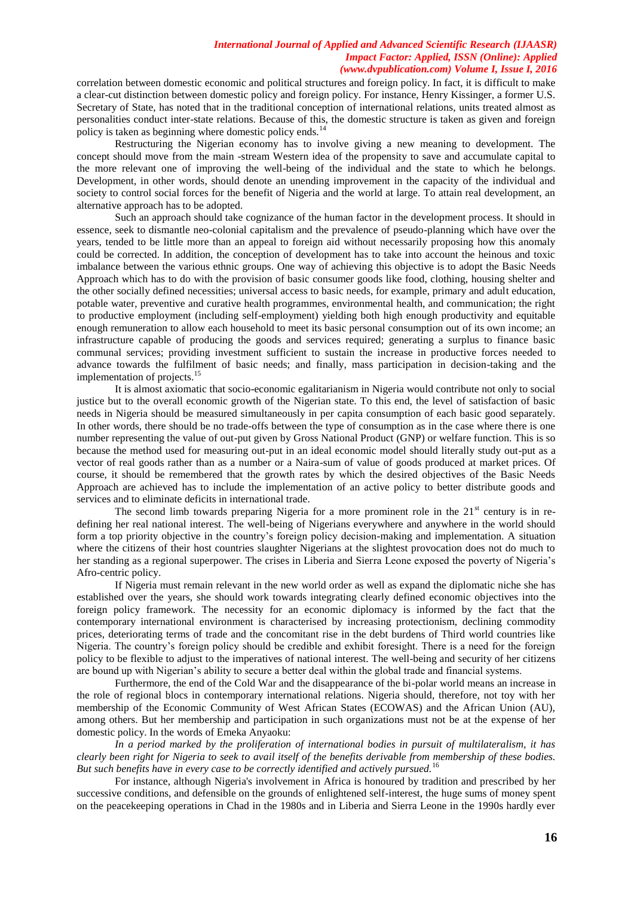correlation between domestic economic and political structures and foreign policy. In fact, it is difficult to make a clear-cut distinction between domestic policy and foreign policy. For instance, Henry Kissinger, a former U.S. Secretary of State, has noted that in the traditional conception of international relations, units treated almost as personalities conduct inter-state relations. Because of this, the domestic structure is taken as given and foreign policy is taken as beginning where domestic policy ends.[14]

Restructuring the Nigerian economy has to involve giving a new meaning to development. The concept should move from the main -stream Western idea of the propensity to save and accumulate capital to the more relevant one of improving the well-being of the individual and the state to which he belongs. Development, in other words, should denote an unending improvement in the capacity of the individual and society to control social forces for the benefit of Nigeria and the world at large. To attain real development, an alternative approach has to be adopted.

Such an approach should take cognizance of the human factor in the development process. It should in essence, seek to dismantle neo-colonial capitalism and the prevalence of pseudo-planning which have over the years, tended to be little more than an appeal to foreign aid without necessarily proposing how this anomaly could be corrected. In addition, the conception of development has to take into account the heinous and toxic imbalance between the various ethnic groups. One way of achieving this objective is to adopt the Basic Needs Approach which has to do with the provision of basic consumer goods like food, clothing, housing shelter and the other socially defined necessities; universal access to basic needs, for example, primary and adult education, potable water, preventive and curative health programmes, environmental health, and communication; the right to productive employment (including self-employment) yielding both high enough productivity and equitable enough remuneration to allow each household to meet its basic personal consumption out of its own income; an infrastructure capable of producing the goods and services required; generating a surplus to finance basic communal services; providing investment sufficient to sustain the increase in productive forces needed to advance towards the fulfilment of basic needs; and finally, mass participation in decision-taking and the implementation of projects.[15]

It is almost axiomatic that socio-economic egalitarianism in Nigeria would contribute not only to social justice but to the overall economic growth of the Nigerian state. To this end, the level of satisfaction of basic needs in Nigeria should be measured simultaneously in per capita consumption of each basic good separately. In other words, there should be no trade-offs between the type of consumption as in the case where there is one number representing the value of out-put given by Gross National Product (GNP) or welfare function. This is so because the method used for measuring out-put in an ideal economic model should literally study out-put as a vector of real goods rather than as a number or a Naira-sum of value of goods produced at market prices. Of course, it should be remembered that the growth rates by which the desired objectives of the Basic Needs Approach are achieved has to include the implementation of an active policy to better distribute goods and services and to eliminate deficits in international trade.

The second limb towards preparing Nigeria for a more prominent role in the 21st century is in re-defining her real national interest. The well-being of Nigerians everywhere and anywhere in the world should form a top priority objective in the country's foreign policy decision-making and implementation. A situation where the citizens of their host countries slaughter Nigerians at the slightest provocation does not do much to her standing as a regional superpower. The crises in Liberia and Sierra Leone exposed the poverty of Nigeria's Afro-centric policy.

If Nigeria must remain relevant in the new world order as well as expand the diplomatic niche she has established over the years, she should work towards integrating clearly defined economic objectives into the foreign policy framework. The necessity for an economic diplomacy is informed by the fact that the contemporary international environment is characterised by increasing protectionism, declining commodity prices, deteriorating terms of trade and the concomitant rise in the debt burdens of Third world countries like Nigeria. The country's foreign policy should be credible and exhibit foresight. There is a need for the foreign policy to be flexible to adjust to the imperatives of national interest. The well-being and security of her citizens are bound up with Nigerian's ability to secure a better deal within the global trade and financial systems.

Furthermore, the end of the Cold War and the disappearance of the bi-polar world means an increase in the role of regional blocs in contemporary international relations. Nigeria should, therefore, not toy with her membership of the Economic Community of West African States (ECOWAS) and the African Union (AU), among others. But her membership and participation in such organizations must not be at the expense of her domestic policy. In the words of Emeka Anyaoku:

*In a period marked by the proliferation of international bodies in pursuit of multilateralism, it has clearly been right for Nigeria to seek to avail itself of the benefits derivable from membership of these bodies. But such benefits have in every case to be correctly identified and actively pursued.*[16]

For instance, although Nigeria's involvement in Africa is honoured by tradition and prescribed by her successive conditions, and defensible on the grounds of enlightened self-interest, the huge sums of money spent on the peacekeeping operations in Chad in the 1980s and in Liberia and Sierra Leone in the 1990s hardly ever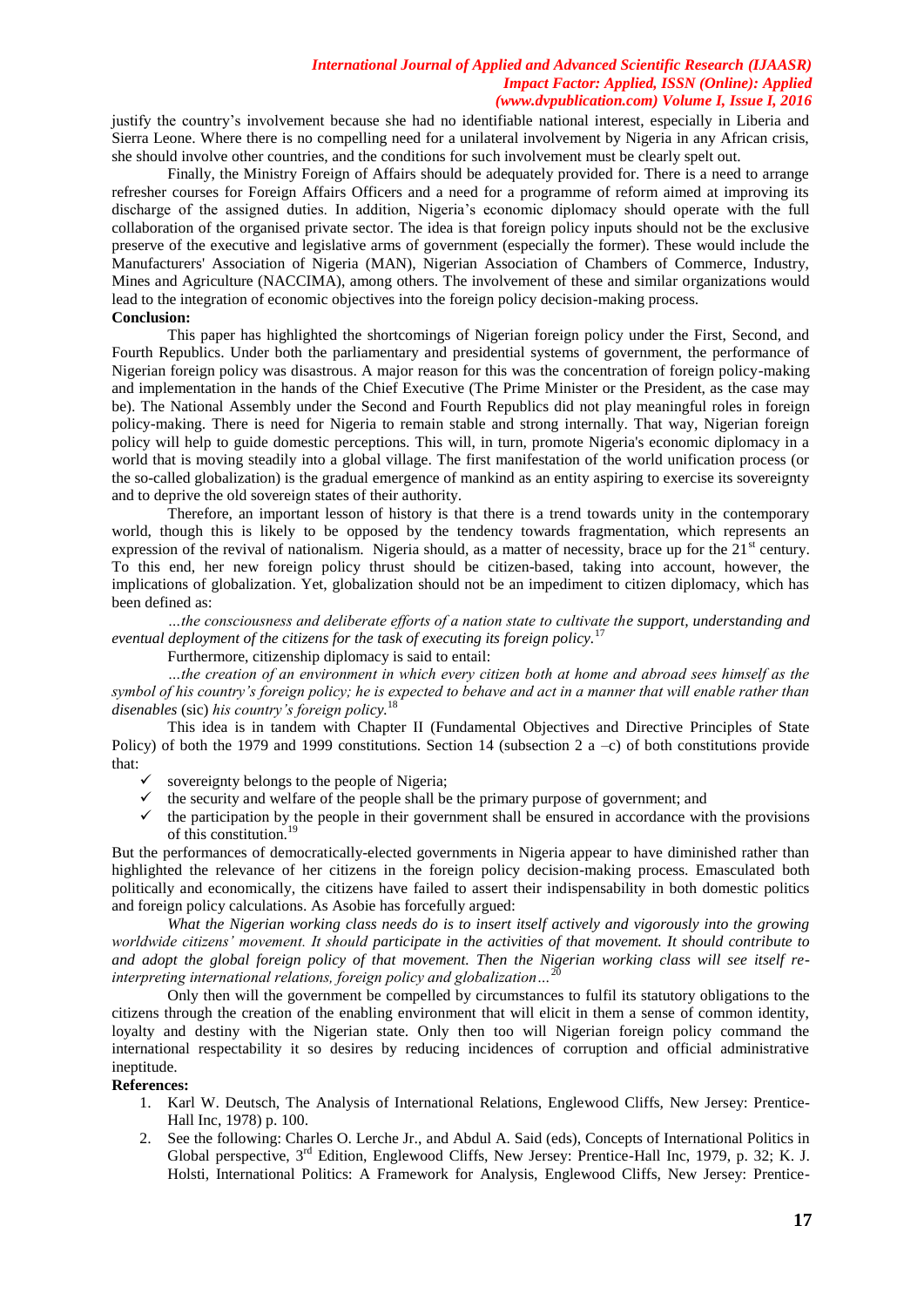justify the country's involvement because she had no identifiable national interest, especially in Liberia and Sierra Leone. Where there is no compelling need for a unilateral involvement by Nigeria in any African crisis, she should involve other countries, and the conditions for such involvement must be clearly spelt out.

Finally, the Ministry Foreign of Affairs should be adequately provided for. There is a need to arrange refresher courses for Foreign Affairs Officers and a need for a programme of reform aimed at improving its discharge of the assigned duties. In addition, Nigeria's economic diplomacy should operate with the full collaboration of the organised private sector. The idea is that foreign policy inputs should not be the exclusive preserve of the executive and legislative arms of government (especially the former). These would include the Manufacturers' Association of Nigeria (MAN), Nigerian Association of Chambers of Commerce, Industry, Mines and Agriculture (NACCIMA), among others. The involvement of these and similar organizations would lead to the integration of economic objectives into the foreign policy decision-making process.

**Conclusion:**

This paper has highlighted the shortcomings of Nigerian foreign policy under the First, Second, and Fourth Republics. Under both the parliamentary and presidential systems of government, the performance of Nigerian foreign policy was disastrous. A major reason for this was the concentration of foreign policy-making and implementation in the hands of the Chief Executive (The Prime Minister or the President, as the case may be). The National Assembly under the Second and Fourth Republics did not play meaningful roles in foreign policy-making. There is need for Nigeria to remain stable and strong internally. That way, Nigerian foreign policy will help to guide domestic perceptions. This will, in turn, promote Nigeria's economic diplomacy in a world that is moving steadily into a global village. The first manifestation of the world unification process (or the so-called globalization) is the gradual emergence of mankind as an entity aspiring to exercise its sovereignty and to deprive the old sovereign states of their authority.

Therefore, an important lesson of history is that there is a trend towards unity in the contemporary world, though this is likely to be opposed by the tendency towards fragmentation, which represents an expression of the revival of nationalism. Nigeria should, as a matter of necessity, brace up for the 21st century. To this end, her new foreign policy thrust should be citizen-based, taking into account, however, the implications of globalization. Yet, globalization should not be an impediment to citizen diplomacy, which has been defined as:

*…the consciousness and deliberate efforts of a nation state to cultivate the support, understanding and eventual deployment of the citizens for the task of executing its foreign policy.*[17]

Furthermore, citizenship diplomacy is said to entail:

*…the creation of an environment in which every citizen both at home and abroad sees himself as the symbol of his country's foreign policy; he is expected to behave and act in a manner that will enable rather than disenables* (sic) *his country's foreign policy.*[18]

This idea is in tandem with Chapter II (Fundamental Objectives and Directive Principles of State Policy) of both the 1979 and 1999 constitutions. Section 14 (subsection 2 a –c) of both constitutions provide that:

- ✓ sovereignty belongs to the people of Nigeria;
- ✓ the security and welfare of the people shall be the primary purpose of government; and
- ✓ the participation by the people in their government shall be ensured in accordance with the provisions of this constitution.[19]

But the performances of democratically-elected governments in Nigeria appear to have diminished rather than highlighted the relevance of her citizens in the foreign policy decision-making process. Emasculated both politically and economically, the citizens have failed to assert their indispensability in both domestic politics and foreign policy calculations. As Asobie has forcefully argued:

*What the Nigerian working class needs do is to insert itself actively and vigorously into the growing worldwide citizens' movement. It should participate in the activities of that movement. It should contribute to and adopt the global foreign policy of that movement. Then the Nigerian working class will see itself re-interpreting international relations, foreign policy and globalization…*[20]

Only then will the government be compelled by circumstances to fulfil its statutory obligations to the citizens through the creation of the enabling environment that will elicit in them a sense of common identity, loyalty and destiny with the Nigerian state. Only then too will Nigerian foreign policy command the international respectability it so desires by reducing incidences of corruption and official administrative ineptitude.

**References:**

1. Karl W. Deutsch, The Analysis of International Relations, Englewood Cliffs, New Jersey: Prentice-Hall Inc, 1978) p. 100.
2. See the following: Charles O. Lerche Jr., and Abdul A. Said (eds), Concepts of International Politics in Global perspective, 3rd Edition, Englewood Cliffs, New Jersey: Prentice-Hall Inc, 1979, p. 32; K. J. Holsti, International Politics: A Framework for Analysis, Englewood Cliffs, New Jersey: Prentice-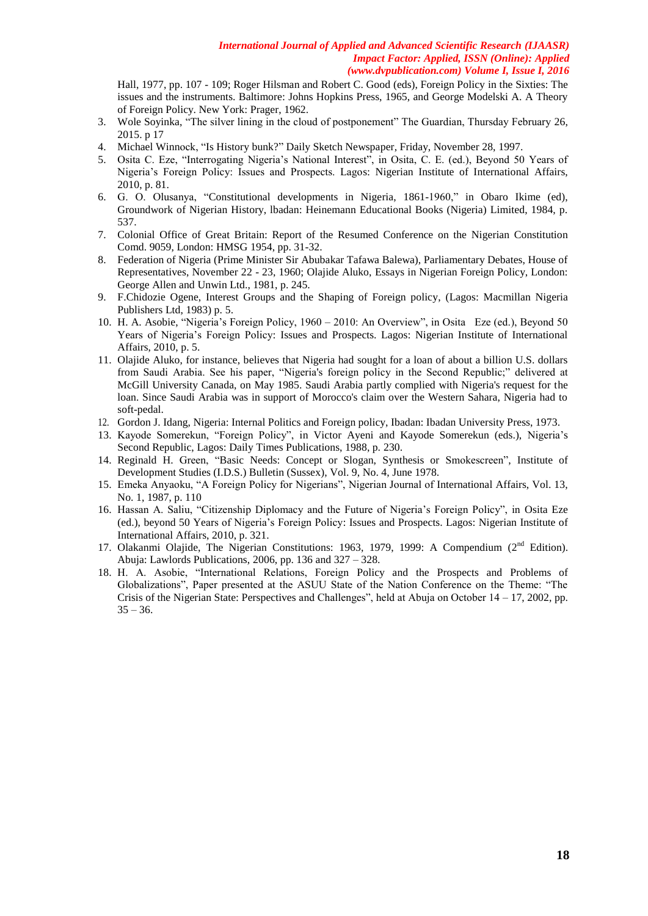Hall, 1977, pp. 107 - 109; Roger Hilsman and Robert C. Good (eds), Foreign Policy in the Sixties: The issues and the instruments. Baltimore: Johns Hopkins Press, 1965, and George Modelski A. A Theory of Foreign Policy. New York: Prager, 1962.

3. Wole Soyinka, "The silver lining in the cloud of postponement" The Guardian, Thursday February 26, 2015. p 17
4. Michael Winnock, "Is History bunk?" Daily Sketch Newspaper, Friday, November 28, 1997.
5. Osita C. Eze, "Interrogating Nigeria's National Interest", in Osita, C. E. (ed.), Beyond 50 Years of Nigeria's Foreign Policy: Issues and Prospects. Lagos: Nigerian Institute of International Affairs, 2010, p. 81.
6. G. O. Olusanya, "Constitutional developments in Nigeria, 1861-1960," in Obaro Ikime (ed), Groundwork of Nigerian History, Ibadan: Heinemann Educational Books (Nigeria) Limited, 1984, p. 537.
7. Colonial Office of Great Britain: Report of the Resumed Conference on the Nigerian Constitution Comd. 9059, London: HMSG 1954, pp. 31-32.
8. Federation of Nigeria (Prime Minister Sir Abubakar Tafawa Balewa), Parliamentary Debates, House of Representatives, November 22 - 23, 1960; Olajide Aluko, Essays in Nigerian Foreign Policy, London: George Allen and Unwin Ltd., 1981, p. 245.
9. F.Chidozie Ogene, Interest Groups and the Shaping of Foreign policy, (Lagos: Macmillan Nigeria Publishers Ltd, 1983) p. 5.
10. H. A. Asobie, "Nigeria's Foreign Policy, 1960 – 2010: An Overview", in Osita Eze (ed.), Beyond 50 Years of Nigeria's Foreign Policy: Issues and Prospects. Lagos: Nigerian Institute of International Affairs, 2010, p. 5.
11. Olajide Aluko, for instance, believes that Nigeria had sought for a loan of about a billion U.S. dollars from Saudi Arabia. See his paper, "Nigeria's foreign policy in the Second Republic;" delivered at McGill University Canada, on May 1985. Saudi Arabia partly complied with Nigeria's request for the loan. Since Saudi Arabia was in support of Morocco's claim over the Western Sahara, Nigeria had to soft-pedal.
12. Gordon J. Idang, Nigeria: Internal Politics and Foreign policy, Ibadan: Ibadan University Press, 1973.
13. Kayode Somerekun, "Foreign Policy", in Victor Ayeni and Kayode Somerekun (eds.), Nigeria's Second Republic, Lagos: Daily Times Publications, 1988, p. 230.
14. Reginald H. Green, "Basic Needs: Concept or Slogan, Synthesis or Smokescreen", Institute of Development Studies (I.D.S.) Bulletin (Sussex), Vol. 9, No. 4, June 1978.
15. Emeka Anyaoku, "A Foreign Policy for Nigerians", Nigerian Journal of International Affairs, Vol. 13, No. 1, 1987, p. 110
16. Hassan A. Saliu, "Citizenship Diplomacy and the Future of Nigeria's Foreign Policy", in Osita Eze (ed.), beyond 50 Years of Nigeria's Foreign Policy: Issues and Prospects. Lagos: Nigerian Institute of International Affairs, 2010, p. 321.
17. Olakanmi Olajide, The Nigerian Constitutions: 1963, 1979, 1999: A Compendium (2nd Edition). Abuja: Lawlords Publications, 2006, pp. 136 and 327 – 328.
18. H. A. Asobie, "International Relations, Foreign Policy and the Prospects and Problems of Globalizations", Paper presented at the ASUU State of the Nation Conference on the Theme: "The Crisis of the Nigerian State: Perspectives and Challenges", held at Abuja on October 14 – 17, 2002, pp. 35 – 36.